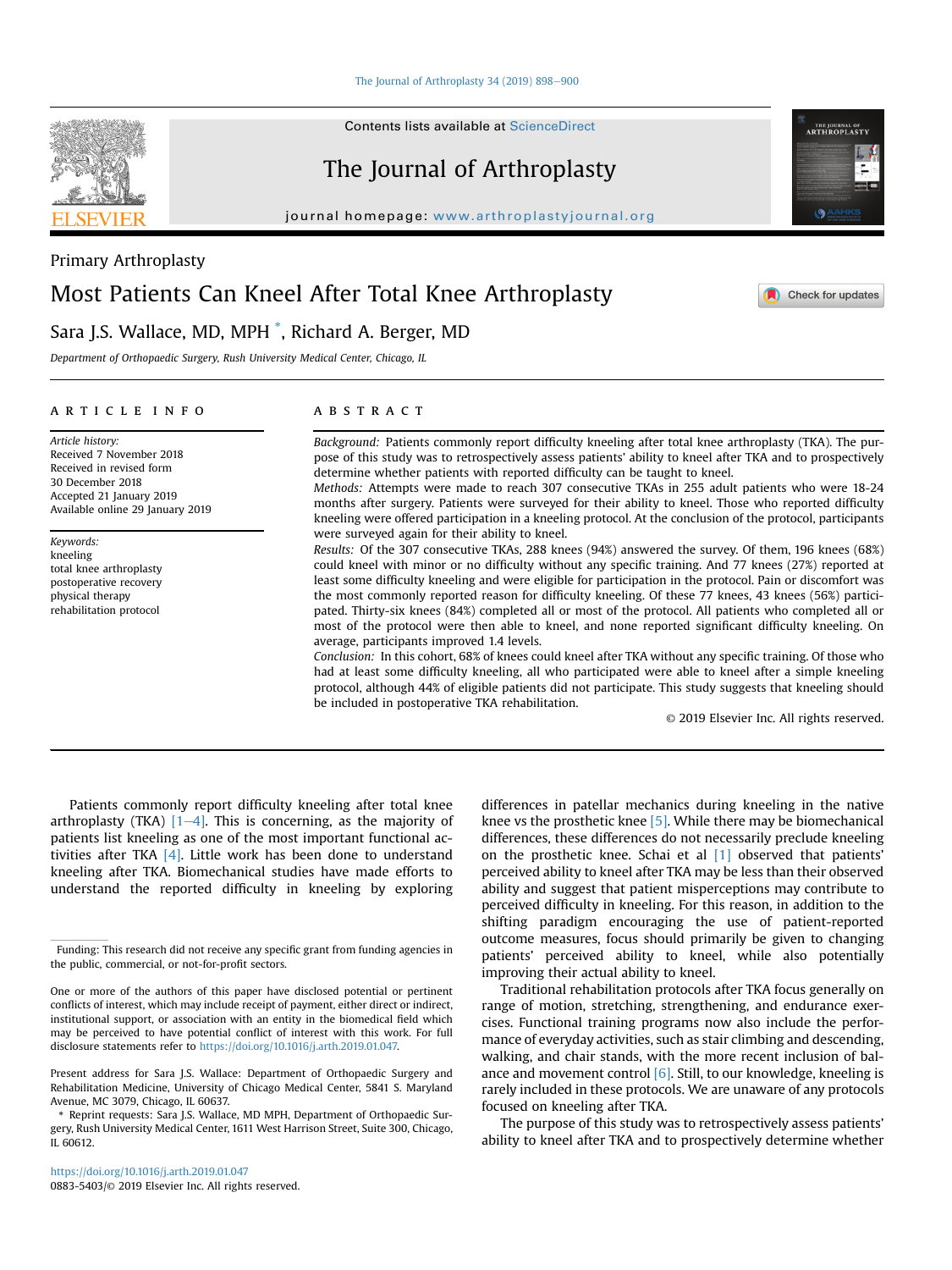Primary Arthroplasty

# Most Patients Can Kneel After Total Knee Arthroplasty

Sara J.S. Wallace, MD, MPH *, Richard A. Berger, MD

*Department of Orthopaedic Surgery, Rush University Medical Center, Chicago, IL*

## ARTICLE INFO

*Article history:*
Received 7 November 2018
Received in revised form
30 December 2018
Accepted 21 January 2019
Available online 29 January 2019

*Keywords:*
kneeling
total knee arthroplasty
postoperative recovery
physical therapy
rehabilitation protocol

## ABSTRACT

*Background:* Patients commonly report difficulty kneeling after total knee arthroplasty (TKA). The purpose of this study was to retrospectively assess patients' ability to kneel after TKA and to prospectively determine whether patients with reported difficulty can be taught to kneel.

*Methods:* Attempts were made to reach 307 consecutive TKAs in 255 adult patients who were 18-24 months after surgery. Patients were surveyed for their ability to kneel. Those who reported difficulty kneeling were offered participation in a kneeling protocol. At the conclusion of the protocol, participants were surveyed again for their ability to kneel.

*Results:* Of the 307 consecutive TKAs, 288 knees (94%) answered the survey. Of them, 196 knees (68%) could kneel with minor or no difficulty without any specific training. And 77 knees (27%) reported at least some difficulty kneeling and were eligible for participation in the protocol. Pain or discomfort was the most commonly reported reason for difficulty kneeling. Of these 77 knees, 43 knees (56%) participated. Thirty-six knees (84%) completed all or most of the protocol. All patients who completed all or most of the protocol were then able to kneel, and none reported significant difficulty kneeling. On average, participants improved 1.4 levels.

*Conclusion:* In this cohort, 68% of knees could kneel after TKA without any specific training. Of those who had at least some difficulty kneeling, all who participated were able to kneel after a simple kneeling protocol, although 44% of eligible patients did not participate. This study suggests that kneeling should be included in postoperative TKA rehabilitation.

© 2019 Elsevier Inc. All rights reserved.

Patients commonly report difficulty kneeling after total knee arthroplasty (TKA) [1–4]. This is concerning, as the majority of patients list kneeling as one of the most important functional activities after TKA [4]. Little work has been done to understand kneeling after TKA. Biomechanical studies have made efforts to understand the reported difficulty in kneeling by exploring differences in patellar mechanics during kneeling in the native knee vs the prosthetic knee [5]. While there may be biomechanical differences, these differences do not necessarily preclude kneeling on the prosthetic knee. Schai et al [1] observed that patients' perceived ability to kneel after TKA may be less than their observed ability and suggest that patient misperceptions may contribute to perceived difficulty in kneeling. For this reason, in addition to the shifting paradigm encouraging the use of patient-reported outcome measures, focus should primarily be given to changing patients' perceived ability to kneel, while also potentially improving their actual ability to kneel.

Traditional rehabilitation protocols after TKA focus generally on range of motion, stretching, strengthening, and endurance exercises. Functional training programs now also include the performance of everyday activities, such as stair climbing and descending, walking, and chair stands, with the more recent inclusion of balance and movement control [6]. Still, to our knowledge, kneeling is rarely included in these protocols. We are unaware of any protocols focused on kneeling after TKA.

The purpose of this study was to retrospectively assess patients' ability to kneel after TKA and to prospectively determine whether

---

Funding: This research did not receive any specific grant from funding agencies in the public, commercial, or not-for-profit sectors.

One or more of the authors of this paper have disclosed potential or pertinent conflicts of interest, which may include receipt of payment, either direct or indirect, institutional support, or association with an entity in the biomedical field which may be perceived to have potential conflict of interest with this work. For full disclosure statements refer to https://doi.org/10.1016/j.arth.2019.01.047.

Present address for Sara J.S. Wallace: Department of Orthopaedic Surgery and Rehabilitation Medicine, University of Chicago Medical Center, 5841 S. Maryland Avenue, MC 3079, Chicago, IL 60637.

* Reprint requests: Sara J.S. Wallace, MD MPH, Department of Orthopaedic Surgery, Rush University Medical Center, 1611 West Harrison Street, Suite 300, Chicago, IL 60612.

https://doi.org/10.1016/j.arth.2019.01.047
0883-5403/© 2019 Elsevier Inc. All rights reserved.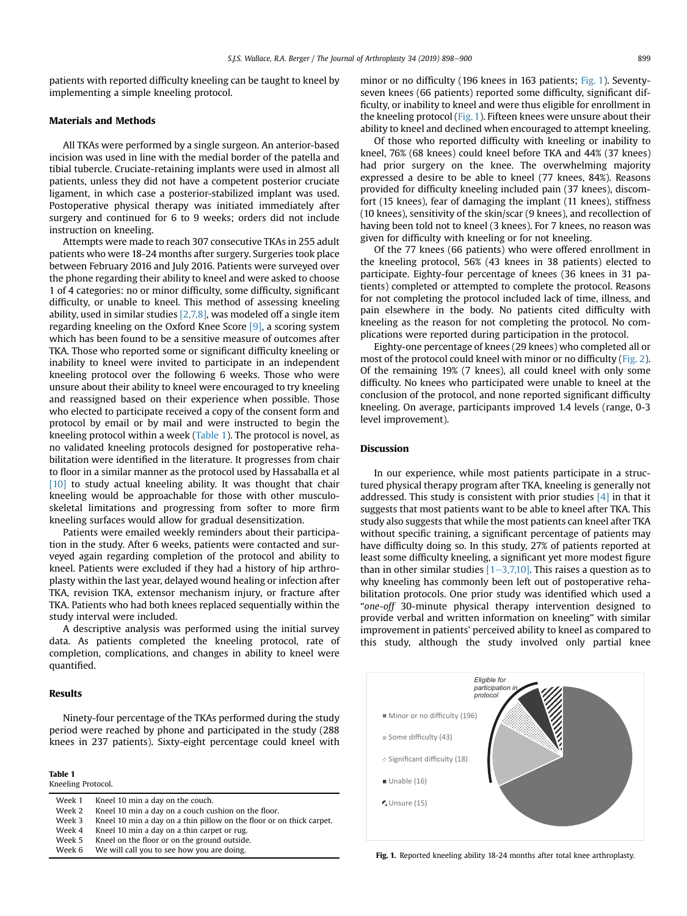patients with reported difficulty kneeling can be taught to kneel by implementing a simple kneeling protocol.

## Materials and Methods

All TKAs were performed by a single surgeon. An anterior-based incision was used in line with the medial border of the patella and tibial tubercle. Cruciate-retaining implants were used in almost all patients, unless they did not have a competent posterior cruciate ligament, in which case a posterior-stabilized implant was used. Postoperative physical therapy was initiated immediately after surgery and continued for 6 to 9 weeks; orders did not include instruction on kneeling.

Attempts were made to reach 307 consecutive TKAs in 255 adult patients who were 18-24 months after surgery. Surgeries took place between February 2016 and July 2016. Patients were surveyed over the phone regarding their ability to kneel and were asked to choose 1 of 4 categories: no or minor difficulty, some difficulty, significant difficulty, or unable to kneel. This method of assessing kneeling ability, used in similar studies [2,7,8], was modeled off a single item regarding kneeling on the Oxford Knee Score [9], a scoring system which has been found to be a sensitive measure of outcomes after TKA. Those who reported some or significant difficulty kneeling or inability to kneel were invited to participate in an independent kneeling protocol over the following 6 weeks. Those who were unsure about their ability to kneel were encouraged to try kneeling and reassigned based on their experience when possible. Those who elected to participate received a copy of the consent form and protocol by email or by mail and were instructed to begin the kneeling protocol within a week (Table 1). The protocol is novel, as no validated kneeling protocols designed for postoperative rehabilitation were identified in the literature. It progresses from chair to floor in a similar manner as the protocol used by Hassaballa et al [10] to study actual kneeling ability. It was thought that chair kneeling would be approachable for those with other musculoskeletal limitations and progressing from softer to more firm kneeling surfaces would allow for gradual desensitization.

Patients were emailed weekly reminders about their participation in the study. After 6 weeks, patients were contacted and surveyed again regarding completion of the protocol and ability to kneel. Patients were excluded if they had a history of hip arthroplasty within the last year, delayed wound healing or infection after TKA, revision TKA, extensor mechanism injury, or fracture after TKA. Patients who had both knees replaced sequentially within the study interval were included.

A descriptive analysis was performed using the initial survey data. As patients completed the kneeling protocol, rate of completion, complications, and changes in ability to kneel were quantified.

**Table 1**
Kneeling Protocol.

| | |
|---|---|
| Week 1 | Kneel 10 min a day on the couch. |
| Week 2 | Kneel 10 min a day on a couch cushion on the floor. |
| Week 3 | Kneel 10 min a day on a thin pillow on the floor or on thick carpet. |
| Week 4 | Kneel 10 min a day on a thin carpet or rug. |
| Week 5 | Kneel on the floor or on the ground outside. |
| Week 6 | We will call you to see how you are doing. |

## Results

Ninety-four percentage of the TKAs performed during the study period were reached by phone and participated in the study (288 knees in 237 patients). Sixty-eight percentage could kneel with minor or no difficulty (196 knees in 163 patients; Fig. 1). Seventy-seven knees (66 patients) reported some difficulty, significant difficulty, or inability to kneel and were thus eligible for enrollment in the kneeling protocol (Fig. 1). Fifteen knees were unsure about their ability to kneel and declined when encouraged to attempt kneeling.

Of those who reported difficulty with kneeling or inability to kneel, 76% (68 knees) could kneel before TKA and 44% (37 knees) had prior surgery on the knee. The overwhelming majority expressed a desire to be able to kneel (77 knees, 84%). Reasons provided for difficulty kneeling included pain (37 knees), discomfort (15 knees), fear of damaging the implant (11 knees), stiffness (10 knees), sensitivity of the skin/scar (9 knees), and recollection of having been told not to kneel (3 knees). For 7 knees, no reason was given for difficulty with kneeling or for not kneeling.

Of the 77 knees (66 patients) who were offered enrollment in the kneeling protocol, 56% (43 knees in 38 patients) elected to participate. Eighty-four percentage of knees (36 knees in 31 patients) completed or attempted to complete the protocol. Reasons for not completing the protocol included lack of time, illness, and pain elsewhere in the body. No patients cited difficulty with kneeling as the reason for not completing the protocol. No complications were reported during participation in the protocol.

Eighty-one percentage of knees (29 knees) who completed all or most of the protocol could kneel with minor or no difficulty (Fig. 2). Of the remaining 19% (7 knees), all could kneel with only some difficulty. No knees who participated were unable to kneel at the conclusion of the protocol, and none reported significant difficulty kneeling. On average, participants improved 1.4 levels (range, 0-3 level improvement).

## Discussion

In our experience, while most patients participate in a structured physical therapy program after TKA, kneeling is generally not addressed. This study is consistent with prior studies [4] in that it suggests that most patients want to be able to kneel after TKA. This study also suggests that while the most patients can kneel after TKA without specific training, a significant percentage of patients may have difficulty doing so. In this study, 27% of patients reported at least some difficulty kneeling, a significant yet more modest figure than in other similar studies [1–3,7,10]. This raises a question as to why kneeling has commonly been left out of postoperative rehabilitation protocols. One prior study was identified which used a "*one-off* 30-minute physical therapy intervention designed to provide verbal and written information on kneeling" with similar improvement in patients' perceived ability to kneel as compared to this study, although the study involved only partial knee

Eligible for participation in protocol

- Minor or no difficulty (196)
- Some difficulty (43)
- Significant difficulty (18)
- Unable (16)
- Unsure (15)

**Fig. 1.** Reported kneeling ability 18-24 months after total knee arthroplasty.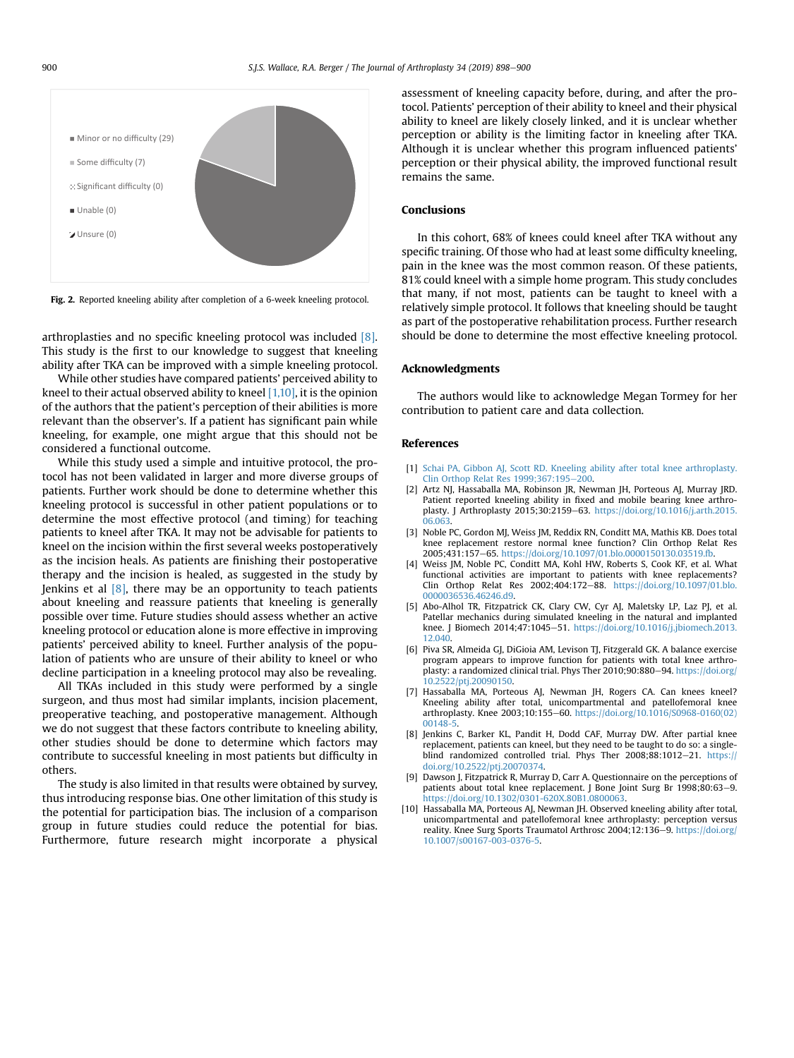Minor or no difficulty (29)

Some difficulty (7)

Significant difficulty (0)

Unable (0)

Unsure (0)

**Fig. 2.** Reported kneeling ability after completion of a 6-week kneeling protocol.

arthroplasties and no specific kneeling protocol was included [8]. This study is the first to our knowledge to suggest that kneeling ability after TKA can be improved with a simple kneeling protocol.

While other studies have compared patients' perceived ability to kneel to their actual observed ability to kneel [1,10], it is the opinion of the authors that the patient's perception of their abilities is more relevant than the observer's. If a patient has significant pain while kneeling, for example, one might argue that this should not be considered a functional outcome.

While this study used a simple and intuitive protocol, the protocol has not been validated in larger and more diverse groups of patients. Further work should be done to determine whether this kneeling protocol is successful in other patient populations or to determine the most effective protocol (and timing) for teaching patients to kneel after TKA. It may not be advisable for patients to kneel on the incision within the first several weeks postoperatively as the incision heals. As patients are finishing their postoperative therapy and the incision is healed, as suggested in the study by Jenkins et al [8], there may be an opportunity to teach patients about kneeling and reassure patients that kneeling is generally possible over time. Future studies should assess whether an active kneeling protocol or education alone is more effective in improving patients' perceived ability to kneel. Further analysis of the population of patients who are unsure of their ability to kneel or who decline participation in a kneeling protocol may also be revealing.

All TKAs included in this study were performed by a single surgeon, and thus most had similar implants, incision placement, preoperative teaching, and postoperative management. Although we do not suggest that these factors contribute to kneeling ability, other studies should be done to determine which factors may contribute to successful kneeling in most patients but difficulty in others.

The study is also limited in that results were obtained by survey, thus introducing response bias. One other limitation of this study is the potential for participation bias. The inclusion of a comparison group in future studies could reduce the potential for bias. Furthermore, future research might incorporate a physical assessment of kneeling capacity before, during, and after the protocol. Patients' perception of their ability to kneel and their physical ability to kneel are likely closely linked, and it is unclear whether perception or ability is the limiting factor in kneeling after TKA. Although it is unclear whether this program influenced patients' perception or their physical ability, the improved functional result remains the same.

## Conclusions

In this cohort, 68% of knees could kneel after TKA without any specific training. Of those who had at least some difficulty kneeling, pain in the knee was the most common reason. Of these patients, 81% could kneel with a simple home program. This study concludes that many, if not most, patients can be taught to kneel with a relatively simple protocol. It follows that kneeling should be taught as part of the postoperative rehabilitation process. Further research should be done to determine the most effective kneeling protocol.

## Acknowledgments

The authors would like to acknowledge Megan Tormey for her contribution to patient care and data collection.

## References

[1] Schai PA, Gibbon AJ, Scott RD. Kneeling ability after total knee arthroplasty. Clin Orthop Relat Res 1999;367:195–200.

[2] Artz NJ, Hassaballa MA, Robinson JR, Newman JH, Porteous AJ, Murray JRD. Patient reported kneeling ability in fixed and mobile bearing knee arthroplasty. J Arthroplasty 2015;30:2159–63. https://doi.org/10.1016/j.arth.2015.06.063.

[3] Noble PC, Gordon MJ, Weiss JM, Reddix RN, Conditt MA, Mathis KB. Does total knee replacement restore normal knee function? Clin Orthop Relat Res 2005;431:157–65. https://doi.org/10.1097/01.blo.0000150130.03519.fb.

[4] Weiss JM, Noble PC, Conditt MA, Kohl HW, Roberts S, Cook KF, et al. What functional activities are important to patients with knee replacements? Clin Orthop Relat Res 2002;404:172–88. https://doi.org/10.1097/01.blo.0000036536.46246.d9.

[5] Abo-Alhol TR, Fitzpatrick CK, Clary CW, Cyr AJ, Maletsky LP, Laz PJ, et al. Patellar mechanics during simulated kneeling in the natural and implanted knee. J Biomech 2014;47:1045–51. https://doi.org/10.1016/j.jbiomech.2013.12.040.

[6] Piva SR, Almeida GJ, DiGioia AM, Levison TJ, Fitzgerald GK. A balance exercise program appears to improve function for patients with total knee arthroplasty: a randomized clinical trial. Phys Ther 2010;90:880–94. https://doi.org/10.2522/ptj.20090150.

[7] Hassaballa MA, Porteous AJ, Newman JH, Rogers CA. Can knees kneel? Kneeling ability after total, unicompartmental and patellofemoral knee arthroplasty. Knee 2003;10:155–60. https://doi.org/10.1016/S0968-0160(02)00148-5.

[8] Jenkins C, Barker KL, Pandit H, Dodd CAF, Murray DW. After partial knee replacement, patients can kneel, but they need to be taught to do so: a single-blind randomized controlled trial. Phys Ther 2008;88:1012–21. https://doi.org/10.2522/ptj.20070374.

[9] Dawson J, Fitzpatrick R, Murray D, Carr A. Questionnaire on the perceptions of patients about total knee replacement. J Bone Joint Surg Br 1998;80:63–9. https://doi.org/10.1302/0301-620X.80B1.0800063.

[10] Hassaballa MA, Porteous AJ, Newman JH. Observed kneeling ability after total, unicompartmental and patellofemoral knee arthroplasty: perception versus reality. Knee Surg Sports Traumatol Arthrosc 2004;12:136–9. https://doi.org/10.1007/s00167-003-0376-5.